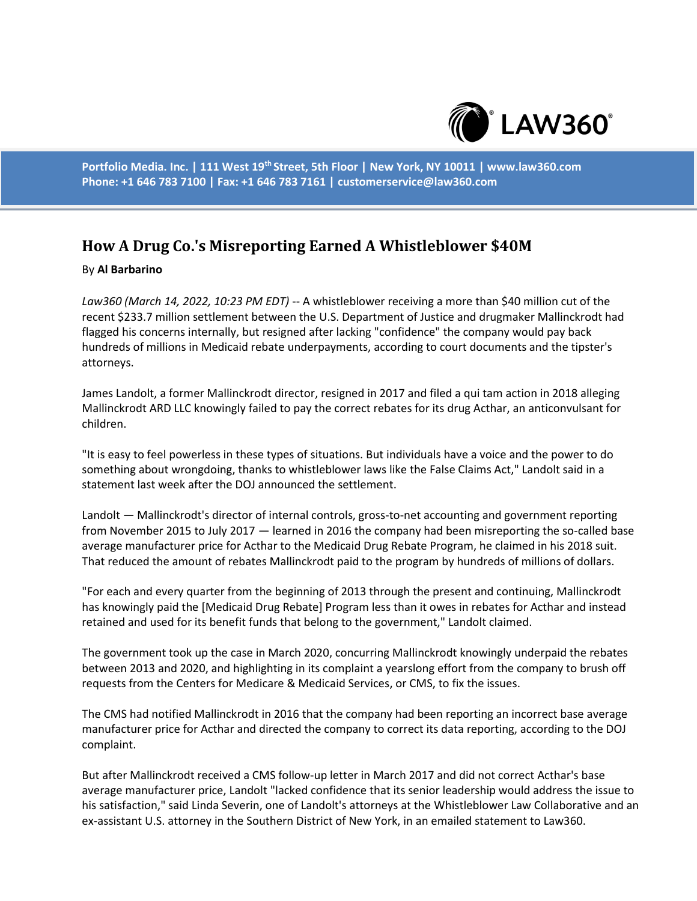Portfolio Media. Inc. | 111 West 19th Street, 5th Floor | New York, NY 10011 | www.law360.com
Phone: +1 646 783 7100 | Fax: +1 646 783 7161 | customerservice@law360.com

# How A Drug Co.'s Misreporting Earned A Whistleblower $40M

By **Al Barbarino**

*Law360 (March 14, 2022, 10:23 PM EDT)* -- A whistleblower receiving a more than $40 million cut of the recent $233.7 million settlement between the U.S. Department of Justice and drugmaker Mallinckrodt had flagged his concerns internally, but resigned after lacking "confidence" the company would pay back hundreds of millions in Medicaid rebate underpayments, according to court documents and the tipster's attorneys.

James Landolt, a former Mallinckrodt director, resigned in 2017 and filed a qui tam action in 2018 alleging Mallinckrodt ARD LLC knowingly failed to pay the correct rebates for its drug Acthar, an anticonvulsant for children.

"It is easy to feel powerless in these types of situations. But individuals have a voice and the power to do something about wrongdoing, thanks to whistleblower laws like the False Claims Act," Landolt said in a statement last week after the DOJ announced the settlement.

Landolt — Mallinckrodt's director of internal controls, gross-to-net accounting and government reporting from November 2015 to July 2017 — learned in 2016 the company had been misreporting the so-called base average manufacturer price for Acthar to the Medicaid Drug Rebate Program, he claimed in his 2018 suit. That reduced the amount of rebates Mallinckrodt paid to the program by hundreds of millions of dollars.

"For each and every quarter from the beginning of 2013 through the present and continuing, Mallinckrodt has knowingly paid the [Medicaid Drug Rebate] Program less than it owes in rebates for Acthar and instead retained and used for its benefit funds that belong to the government," Landolt claimed.

The government took up the case in March 2020, concurring Mallinckrodt knowingly underpaid the rebates between 2013 and 2020, and highlighting in its complaint a yearslong effort from the company to brush off requests from the Centers for Medicare & Medicaid Services, or CMS, to fix the issues.

The CMS had notified Mallinckrodt in 2016 that the company had been reporting an incorrect base average manufacturer price for Acthar and directed the company to correct its data reporting, according to the DOJ complaint.

But after Mallinckrodt received a CMS follow-up letter in March 2017 and did not correct Acthar's base average manufacturer price, Landolt "lacked confidence that its senior leadership would address the issue to his satisfaction," said Linda Severin, one of Landolt's attorneys at the Whistleblower Law Collaborative and an ex-assistant U.S. attorney in the Southern District of New York, in an emailed statement to Law360.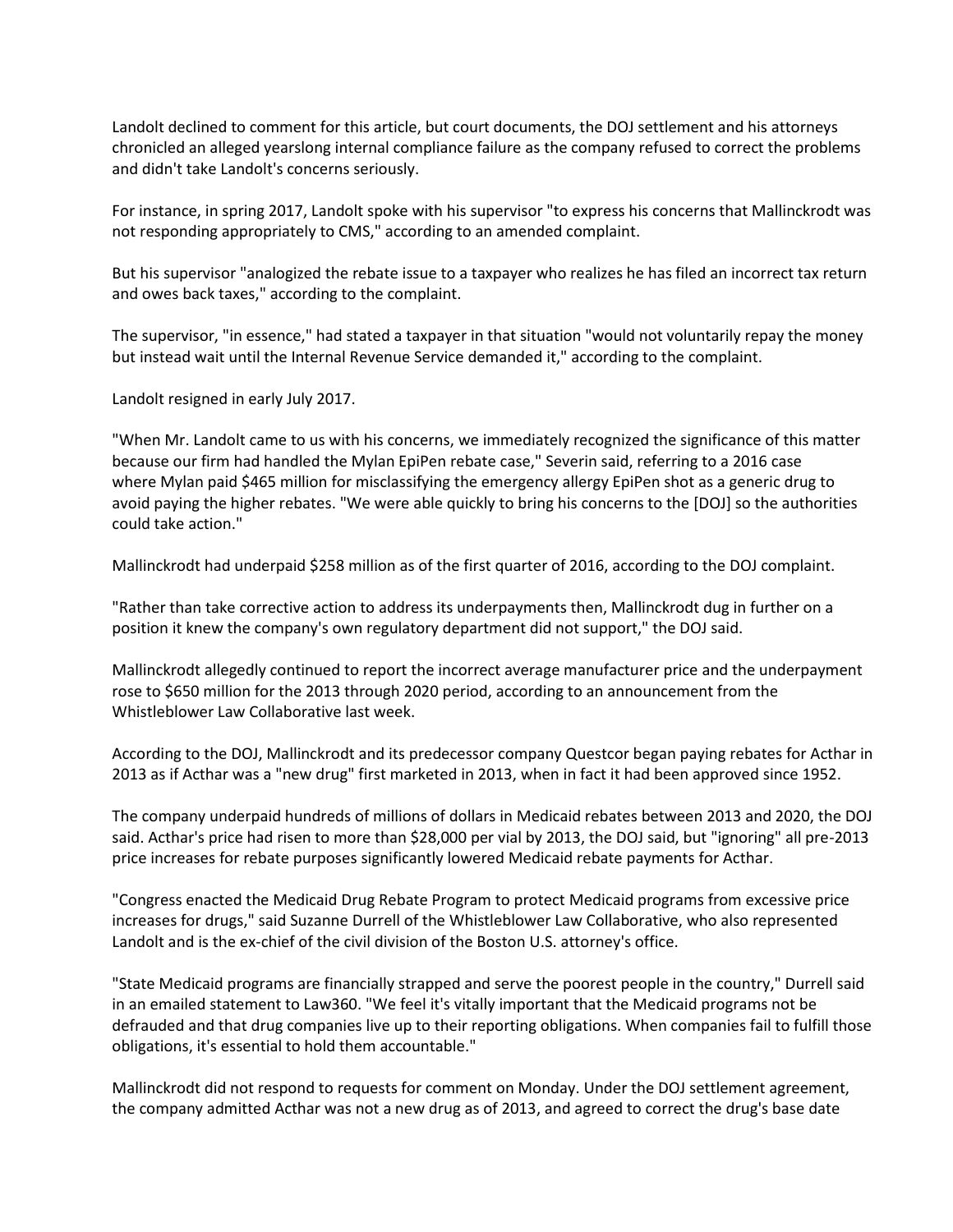Landolt declined to comment for this article, but court documents, the DOJ settlement and his attorneys chronicled an alleged yearslong internal compliance failure as the company refused to correct the problems and didn't take Landolt's concerns seriously.

For instance, in spring 2017, Landolt spoke with his supervisor "to express his concerns that Mallinckrodt was not responding appropriately to CMS," according to an amended complaint.

But his supervisor "analogized the rebate issue to a taxpayer who realizes he has filed an incorrect tax return and owes back taxes," according to the complaint.

The supervisor, "in essence," had stated a taxpayer in that situation "would not voluntarily repay the money but instead wait until the Internal Revenue Service demanded it," according to the complaint.

Landolt resigned in early July 2017.

"When Mr. Landolt came to us with his concerns, we immediately recognized the significance of this matter because our firm had handled the Mylan EpiPen rebate case," Severin said, referring to a 2016 case where Mylan paid $465 million for misclassifying the emergency allergy EpiPen shot as a generic drug to avoid paying the higher rebates. "We were able quickly to bring his concerns to the [DOJ] so the authorities could take action."

Mallinckrodt had underpaid $258 million as of the first quarter of 2016, according to the DOJ complaint.

"Rather than take corrective action to address its underpayments then, Mallinckrodt dug in further on a position it knew the company's own regulatory department did not support," the DOJ said.

Mallinckrodt allegedly continued to report the incorrect average manufacturer price and the underpayment rose to $650 million for the 2013 through 2020 period, according to an announcement from the Whistleblower Law Collaborative last week.

According to the DOJ, Mallinckrodt and its predecessor company Questcor began paying rebates for Acthar in 2013 as if Acthar was a "new drug" first marketed in 2013, when in fact it had been approved since 1952.

The company underpaid hundreds of millions of dollars in Medicaid rebates between 2013 and 2020, the DOJ said. Acthar's price had risen to more than $28,000 per vial by 2013, the DOJ said, but "ignoring" all pre-2013 price increases for rebate purposes significantly lowered Medicaid rebate payments for Acthar.

"Congress enacted the Medicaid Drug Rebate Program to protect Medicaid programs from excessive price increases for drugs," said Suzanne Durrell of the Whistleblower Law Collaborative, who also represented Landolt and is the ex-chief of the civil division of the Boston U.S. attorney's office.

"State Medicaid programs are financially strapped and serve the poorest people in the country," Durrell said in an emailed statement to Law360. "We feel it's vitally important that the Medicaid programs not be defrauded and that drug companies live up to their reporting obligations. When companies fail to fulfill those obligations, it's essential to hold them accountable."

Mallinckrodt did not respond to requests for comment on Monday. Under the DOJ settlement agreement, the company admitted Acthar was not a new drug as of 2013, and agreed to correct the drug's base date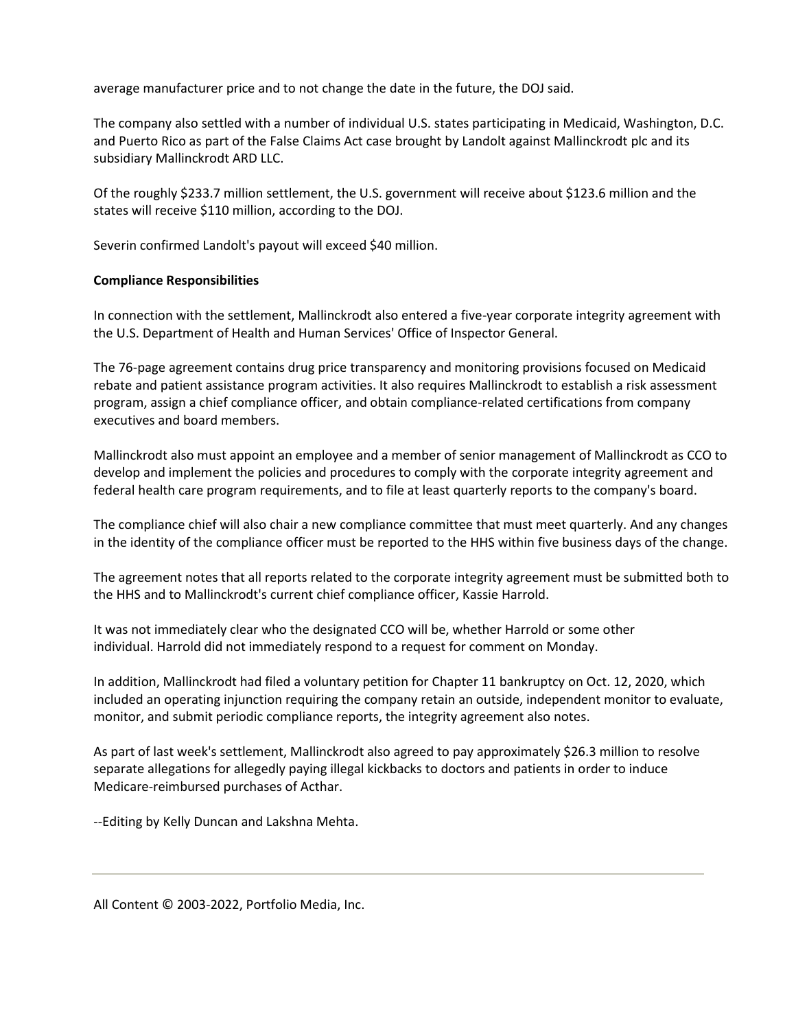average manufacturer price and to not change the date in the future, the DOJ said.

The company also settled with a number of individual U.S. states participating in Medicaid, Washington, D.C. and Puerto Rico as part of the False Claims Act case brought by Landolt against Mallinckrodt plc and its subsidiary Mallinckrodt ARD LLC.

Of the roughly $233.7 million settlement, the U.S. government will receive about $123.6 million and the states will receive $110 million, according to the DOJ.

Severin confirmed Landolt's payout will exceed $40 million.

**Compliance Responsibilities**

In connection with the settlement, Mallinckrodt also entered a five-year corporate integrity agreement with the U.S. Department of Health and Human Services' Office of Inspector General.

The 76-page agreement contains drug price transparency and monitoring provisions focused on Medicaid rebate and patient assistance program activities. It also requires Mallinckrodt to establish a risk assessment program, assign a chief compliance officer, and obtain compliance-related certifications from company executives and board members.

Mallinckrodt also must appoint an employee and a member of senior management of Mallinckrodt as CCO to develop and implement the policies and procedures to comply with the corporate integrity agreement and federal health care program requirements, and to file at least quarterly reports to the company's board.

The compliance chief will also chair a new compliance committee that must meet quarterly. And any changes in the identity of the compliance officer must be reported to the HHS within five business days of the change.

The agreement notes that all reports related to the corporate integrity agreement must be submitted both to the HHS and to Mallinckrodt's current chief compliance officer, Kassie Harrold.

It was not immediately clear who the designated CCO will be, whether Harrold or some other individual. Harrold did not immediately respond to a request for comment on Monday.

In addition, Mallinckrodt had filed a voluntary petition for Chapter 11 bankruptcy on Oct. 12, 2020, which included an operating injunction requiring the company retain an outside, independent monitor to evaluate, monitor, and submit periodic compliance reports, the integrity agreement also notes.

As part of last week's settlement, Mallinckrodt also agreed to pay approximately $26.3 million to resolve separate allegations for allegedly paying illegal kickbacks to doctors and patients in order to induce Medicare-reimbursed purchases of Acthar.

--Editing by Kelly Duncan and Lakshna Mehta.

All Content © 2003-2022, Portfolio Media, Inc.